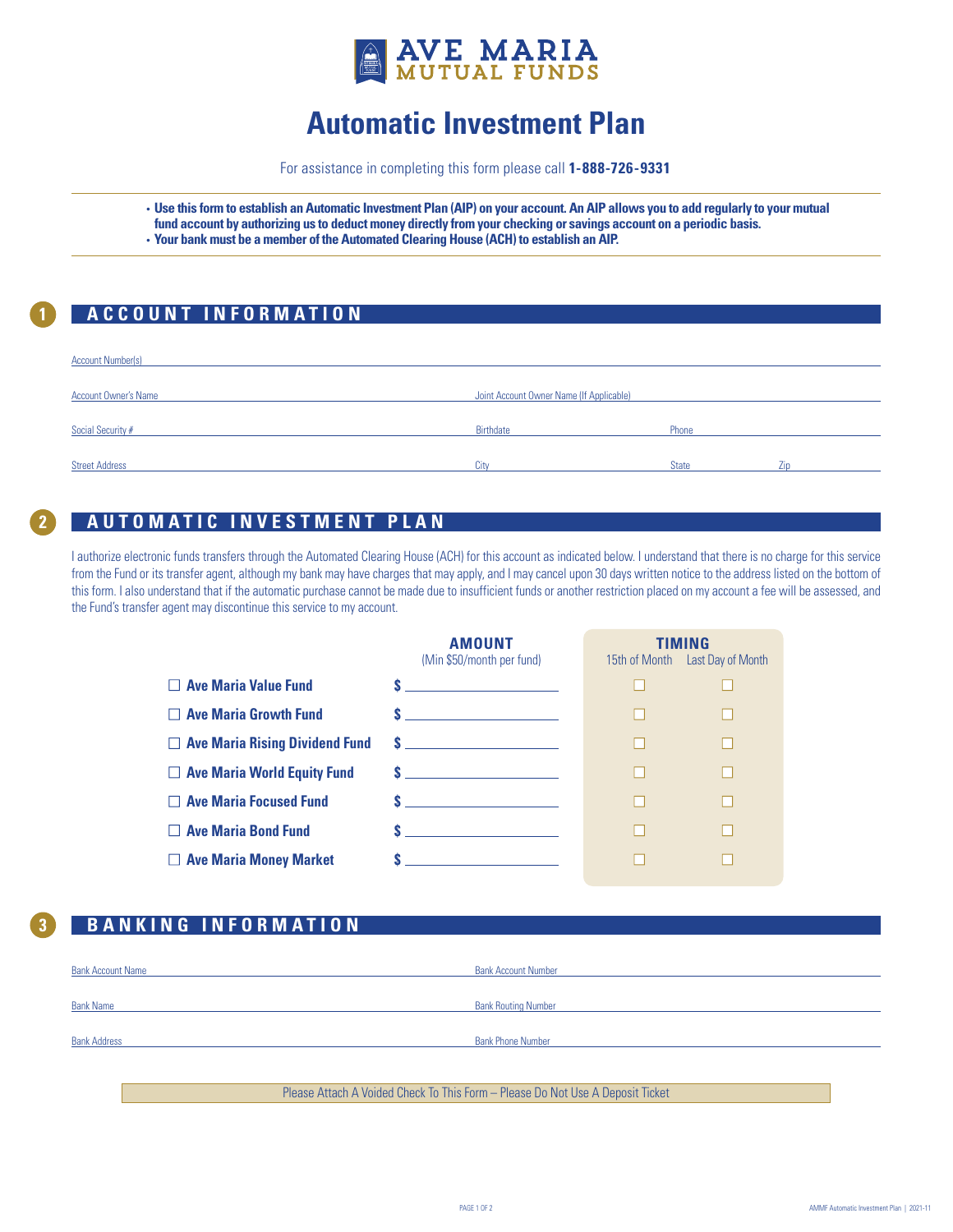# AVE MARIA MUTUAL FUNDS

# Automatic Investment Plan

For assistance in completing this form please call **1-888-726-9331**

- **Use this form to establish an Automatic Investment Plan (AIP) on your account. An AIP allows you to add regularly to your mutual fund account by authorizing us to deduct money directly from your checking or savings account on a periodic basis.**
- **Your bank must be a member of the Automated Clearing House (ACH) to establish an AIP.**

## 1 ACCOUNT INFORMATION

Account Number(s) ______________________________

Account Owner's Name ______________________________ Joint Account Owner Name (If Applicable) ______________________________

Social Security # ______________________________ Birthdate ______________ Phone ______________

Street Address ______________________________ City ______________ State ______ Zip ______

## 2 AUTOMATIC INVESTMENT PLAN

I authorize electronic funds transfers through the Automated Clearing House (ACH) for this account as indicated below. I understand that there is no charge for this service from the Fund or its transfer agent, although my bank may have charges that may apply, and I may cancel upon 30 days written notice to the address listed on the bottom of this form. I also understand that if the automatic purchase cannot be made due to insufficient funds or another restriction placed on my account a fee will be assessed, and the Fund's transfer agent may discontinue this service to my account.

| | AMOUNT (Min $50/month per fund) | TIMING: 15th of Month | TIMING: Last Day of Month |
|---|---|---|---|
| ☐ **Ave Maria Value Fund** | $ ________ | ☐ | ☐ |
| ☐ **Ave Maria Growth Fund** | $ ________ | ☐ | ☐ |
| ☐ **Ave Maria Rising Dividend Fund** | $ ________ | ☐ | ☐ |
| ☐ **Ave Maria World Equity Fund** | $ ________ | ☐ | ☐ |
| ☐ **Ave Maria Focused Fund** | $ ________ | ☐ | ☐ |
| ☐ **Ave Maria Bond Fund** | $ ________ | ☐ | ☐ |
| ☐ **Ave Maria Money Market** | $ ________ | ☐ | ☐ |

## 3 BANKING INFORMATION

Bank Account Name ______________________________ Bank Account Number ______________________________

Bank Name ______________________________ Bank Routing Number ______________________________

Bank Address ______________________________ Bank Phone Number ______________________________

Please Attach A Voided Check To This Form – Please Do Not Use A Deposit Ticket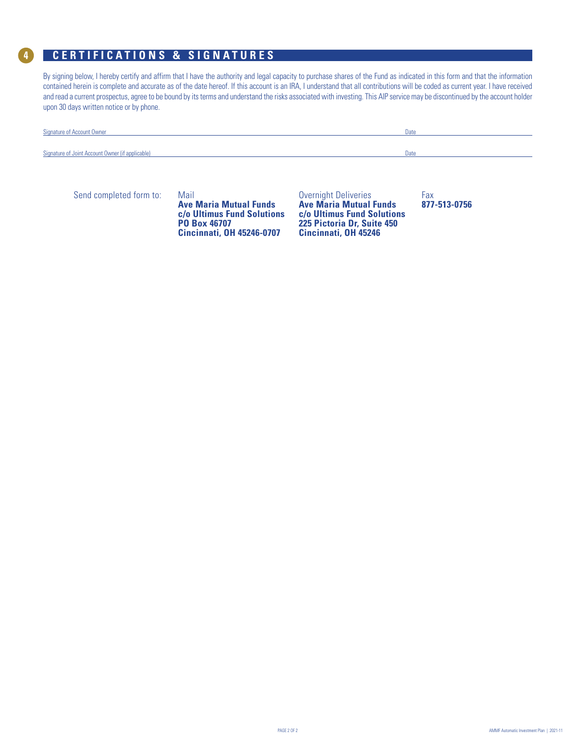## 4 CERTIFICATIONS & SIGNATURES

By signing below, I hereby certify and affirm that I have the authority and legal capacity to purchase shares of the Fund as indicated in this form and that the information contained herein is complete and accurate as of the date hereof. If this account is an IRA, I understand that all contributions will be coded as current year. I have received and read a current prospectus, agree to be bound by its terms and understand the risks associated with investing. This AIP service may be discontinued by the account holder upon 30 days written notice or by phone.

Signature of Account Owner ______________________________ Date ______________

Signature of Joint Account Owner (if applicable) ______________________________ Date ______________

Send completed form to:

Mail
**Ave Maria Mutual Funds**
**c/o Ultimus Fund Solutions**
**PO Box 46707**
**Cincinnati, OH 45246-0707**

Overnight Deliveries
**Ave Maria Mutual Funds**
**c/o Ultimus Fund Solutions**
**225 Pictoria Dr, Suite 450**
**Cincinnati, OH 45246**

Fax
**877-513-0756**

AMMF Automatic Investment Plan | 2021-11